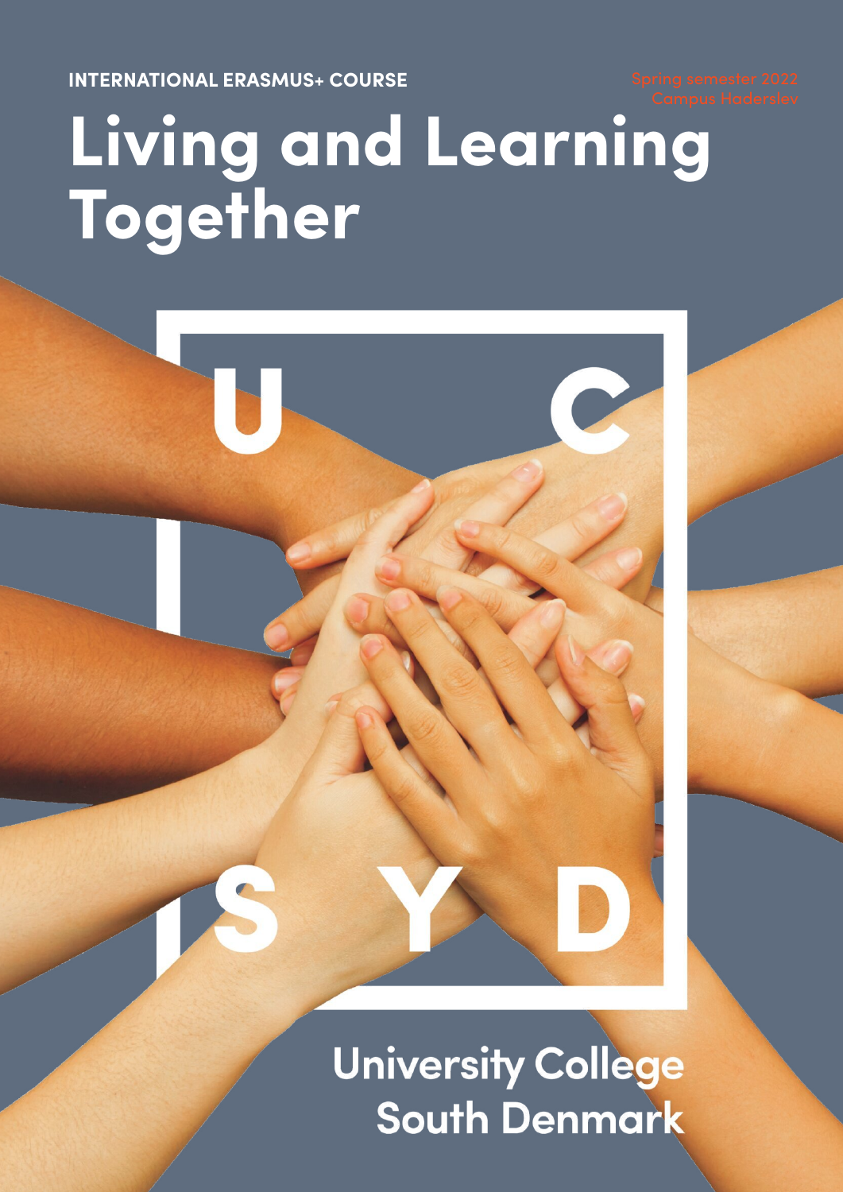INTERNATIONAL ERASMUS+ COURSE

Spring semester 2022
Campus Haderslev

# Living and Learning Together

UC SYD

University College South Denmark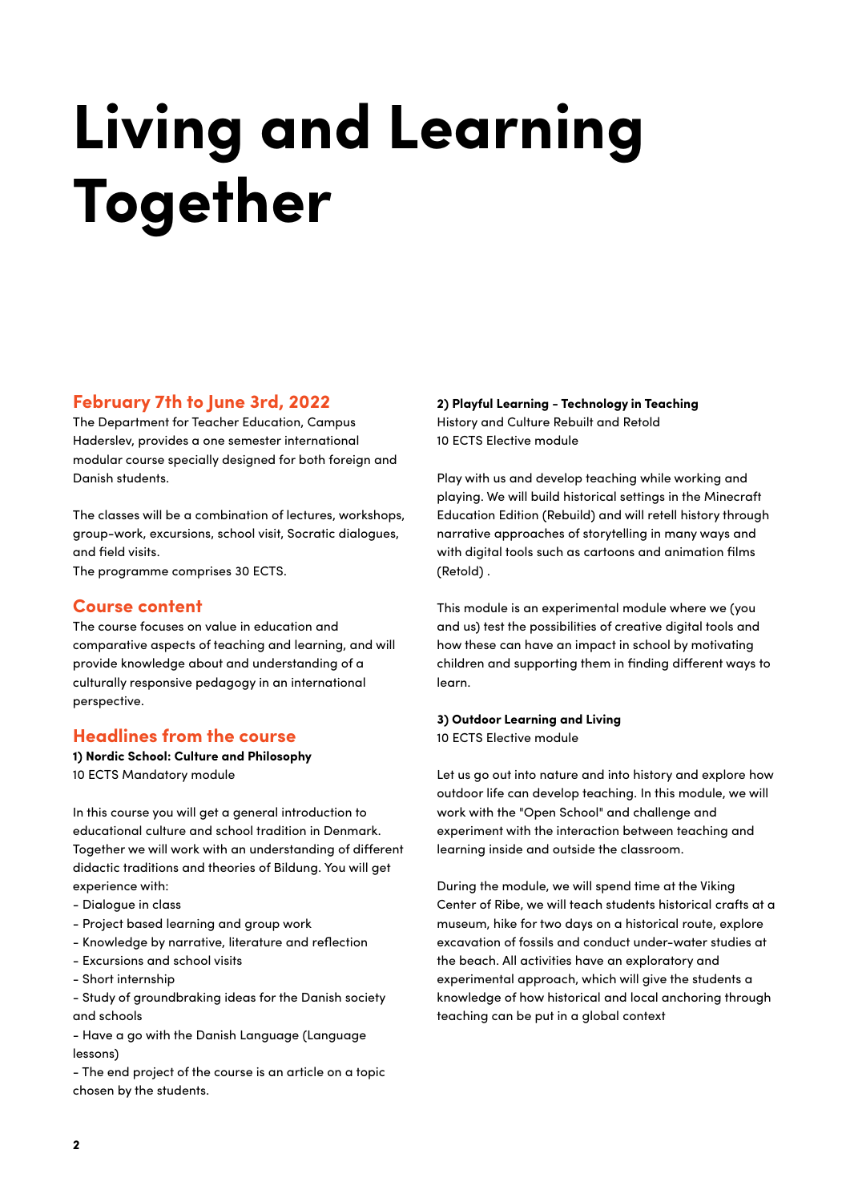# Living and Learning Together

## February 7th to June 3rd, 2022

The Department for Teacher Education, Campus Haderslev, provides a one semester international modular course specially designed for both foreign and Danish students.

The classes will be a combination of lectures, workshops, group-work, excursions, school visit, Socratic dialogues, and field visits.
The programme comprises 30 ECTS.

## Course content

The course focuses on value in education and comparative aspects of teaching and learning, and will provide knowledge about and understanding of a culturally responsive pedagogy in an international perspective.

## Headlines from the course

**1) Nordic School: Culture and Philosophy**
10 ECTS Mandatory module

In this course you will get a general introduction to educational culture and school tradition in Denmark. Together we will work with an understanding of different didactic traditions and theories of Bildung. You will get experience with:

- Dialogue in class
- Project based learning and group work
- Knowledge by narrative, literature and reflection
- Excursions and school visits
- Short internship
- Study of groundbraking ideas for the Danish society and schools
- Have a go with the Danish Language (Language lessons)
- The end project of the course is an article on a topic chosen by the students.

**2) Playful Learning - Technology in Teaching**
History and Culture Rebuilt and Retold
10 ECTS Elective module

Play with us and develop teaching while working and playing. We will build historical settings in the Minecraft Education Edition (Rebuild) and will retell history through narrative approaches of storytelling in many ways and with digital tools such as cartoons and animation films (Retold) .

This module is an experimental module where we (you and us) test the possibilities of creative digital tools and how these can have an impact in school by motivating children and supporting them in finding different ways to learn.

**3) Outdoor Learning and Living**
10 ECTS Elective module

Let us go out into nature and into history and explore how outdoor life can develop teaching. In this module, we will work with the "Open School" and challenge and experiment with the interaction between teaching and learning inside and outside the classroom.

During the module, we will spend time at the Viking Center of Ribe, we will teach students historical crafts at a museum, hike for two days on a historical route, explore excavation of fossils and conduct under-water studies at the beach. All activities have an exploratory and experimental approach, which will give the students a knowledge of how historical and local anchoring through teaching can be put in a global context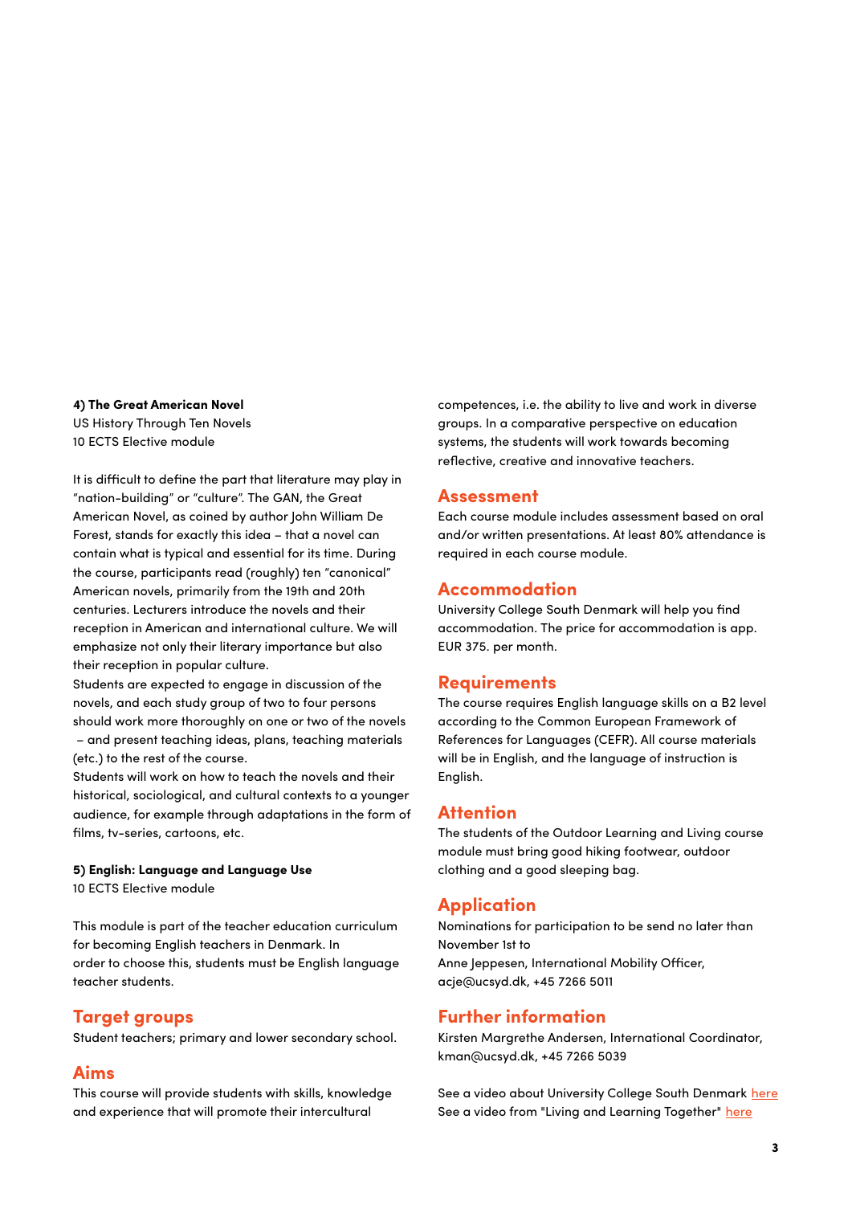**4) The Great American Novel**
US History Through Ten Novels
10 ECTS Elective module

It is difficult to define the part that literature may play in "nation-building" or "culture". The GAN, the Great American Novel, as coined by author John William De Forest, stands for exactly this idea – that a novel can contain what is typical and essential for its time. During the course, participants read (roughly) ten "canonical" American novels, primarily from the 19th and 20th centuries. Lecturers introduce the novels and their reception in American and international culture. We will emphasize not only their literary importance but also their reception in popular culture.
Students are expected to engage in discussion of the novels, and each study group of two to four persons should work more thoroughly on one or two of the novels – and present teaching ideas, plans, teaching materials (etc.) to the rest of the course.
Students will work on how to teach the novels and their historical, sociological, and cultural contexts to a younger audience, for example through adaptations in the form of films, tv-series, cartoons, etc.

**5) English: Language and Language Use**
10 ECTS Elective module

This module is part of the teacher education curriculum for becoming English teachers in Denmark. In order to choose this, students must be English language teacher students.

## Target groups

Student teachers; primary and lower secondary school.

## Aims

This course will provide students with skills, knowledge and experience that will promote their intercultural competences, i.e. the ability to live and work in diverse groups. In a comparative perspective on education systems, the students will work towards becoming reflective, creative and innovative teachers.

## Assessment

Each course module includes assessment based on oral and/or written presentations. At least 80% attendance is required in each course module.

## Accommodation

University College South Denmark will help you find accommodation. The price for accommodation is app. EUR 375. per month.

## Requirements

The course requires English language skills on a B2 level according to the Common European Framework of References for Languages (CEFR). All course materials will be in English, and the language of instruction is English.

## Attention

The students of the Outdoor Learning and Living course module must bring good hiking footwear, outdoor clothing and a good sleeping bag.

## Application

Nominations for participation to be send no later than November 1st to
Anne Jeppesen, International Mobility Officer, acje@ucsyd.dk, +45 7266 5011

## Further information

Kirsten Margrethe Andersen, International Coordinator, kman@ucsyd.dk, +45 7266 5039

See a video about University College South Denmark here
See a video from "Living and Learning Together" here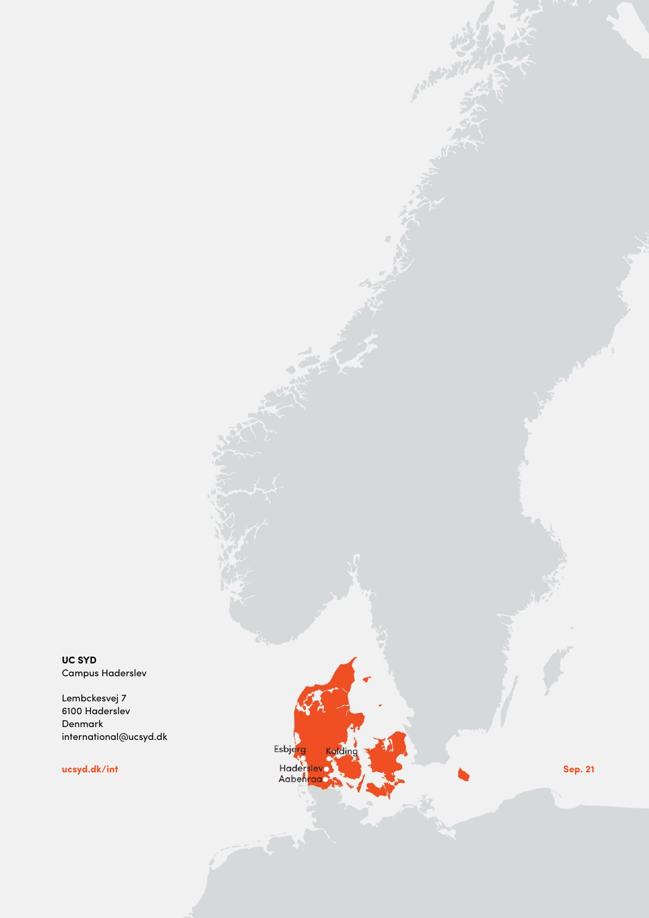**UC SYD**
Campus Haderslev

Lembckesvej 7
6100 Haderslev
Denmark
international@ucsyd.dk

**ucsyd.dk/int**

Esbjerg
Kolding
Haderslev
Aabenraa

**Sep. 21**